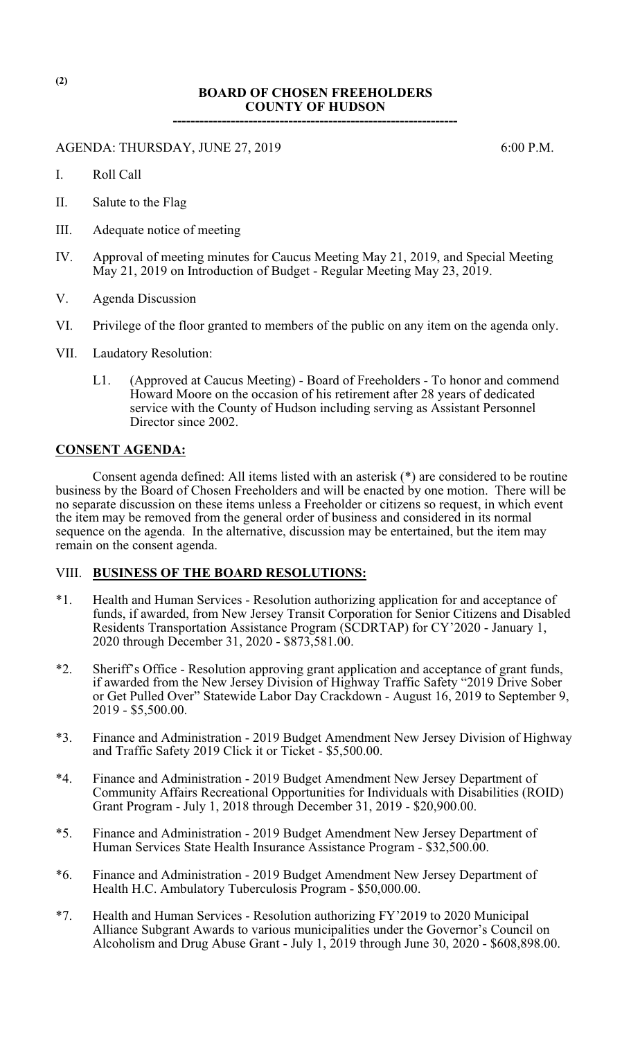# BOARD OF CHOSEN FREEHOLDERS
# COUNTY OF HUDSON

---------------------------------------------------------------

AGENDA: THURSDAY, JUNE 27, 2019 6:00 P.M.

I. Roll Call

II. Salute to the Flag

III. Adequate notice of meeting

IV. Approval of meeting minutes for Caucus Meeting May 21, 2019, and Special Meeting May 21, 2019 on Introduction of Budget - Regular Meeting May 23, 2019.

V. Agenda Discussion

VI. Privilege of the floor granted to members of the public on any item on the agenda only.

VII. Laudatory Resolution:

L1. (Approved at Caucus Meeting) - Board of Freeholders - To honor and commend Howard Moore on the occasion of his retirement after 28 years of dedicated service with the County of Hudson including serving as Assistant Personnel Director since 2002.

**CONSENT AGENDA:**

Consent agenda defined: All items listed with an asterisk (*) are considered to be routine business by the Board of Chosen Freeholders and will be enacted by one motion. There will be no separate discussion on these items unless a Freeholder or citizens so request, in which event the item may be removed from the general order of business and considered in its normal sequence on the agenda. In the alternative, discussion may be entertained, but the item may remain on the consent agenda.

VIII. **BUSINESS OF THE BOARD RESOLUTIONS:**

*1. Health and Human Services - Resolution authorizing application for and acceptance of funds, if awarded, from New Jersey Transit Corporation for Senior Citizens and Disabled Residents Transportation Assistance Program (SCDRTAP) for CY'2020 - January 1, 2020 through December 31, 2020 - $873,581.00.

*2. Sheriff's Office - Resolution approving grant application and acceptance of grant funds, if awarded from the New Jersey Division of Highway Traffic Safety "2019 Drive Sober or Get Pulled Over" Statewide Labor Day Crackdown - August 16, 2019 to September 9, 2019 - $5,500.00.

*3. Finance and Administration - 2019 Budget Amendment New Jersey Division of Highway and Traffic Safety 2019 Click it or Ticket - $5,500.00.

*4. Finance and Administration - 2019 Budget Amendment New Jersey Department of Community Affairs Recreational Opportunities for Individuals with Disabilities (ROID) Grant Program - July 1, 2018 through December 31, 2019 - $20,900.00.

*5. Finance and Administration - 2019 Budget Amendment New Jersey Department of Human Services State Health Insurance Assistance Program - $32,500.00.

*6. Finance and Administration - 2019 Budget Amendment New Jersey Department of Health H.C. Ambulatory Tuberculosis Program - $50,000.00.

*7. Health and Human Services - Resolution authorizing FY'2019 to 2020 Municipal Alliance Subgrant Awards to various municipalities under the Governor's Council on Alcoholism and Drug Abuse Grant - July 1, 2019 through June 30, 2020 - $608,898.00.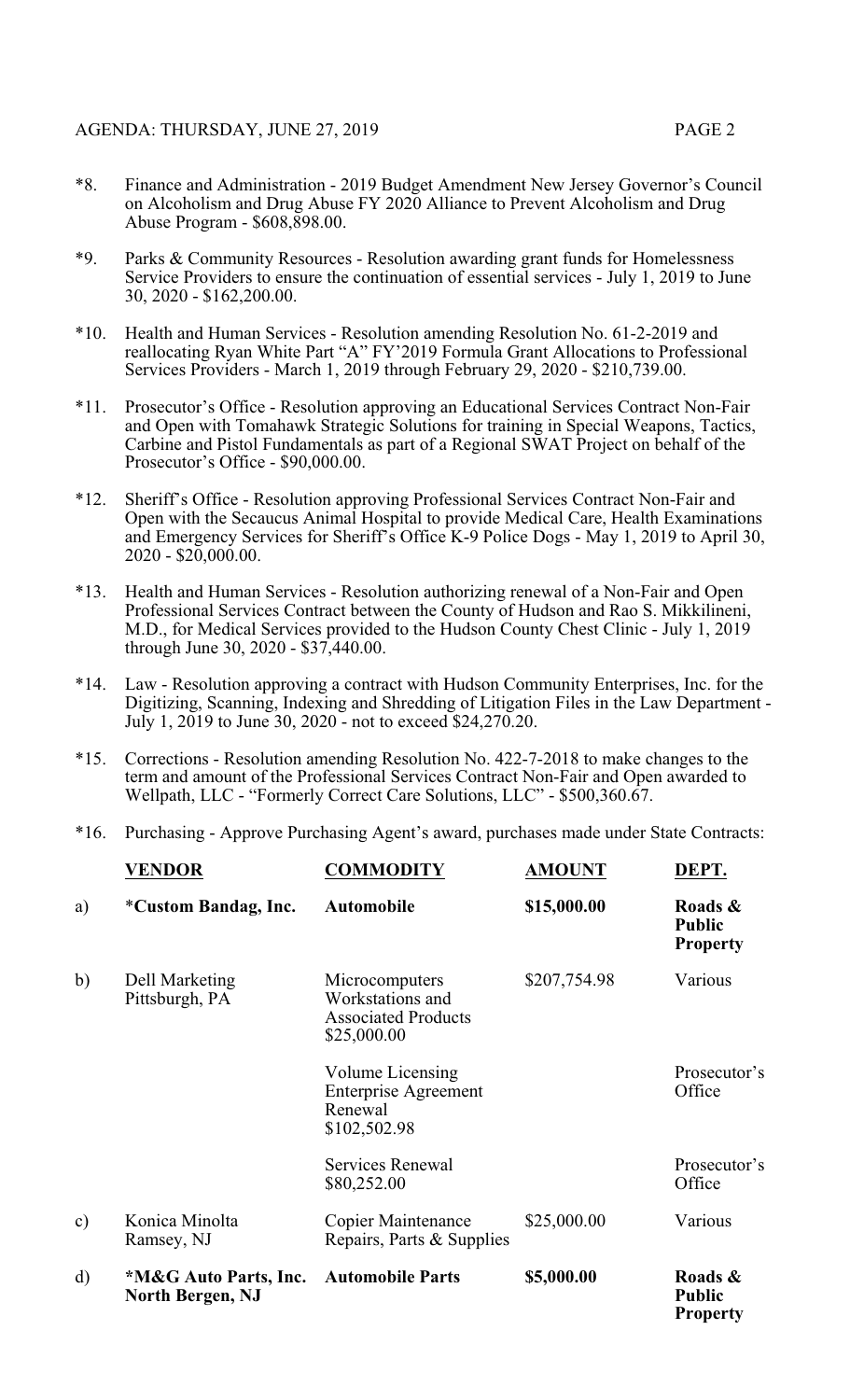*8. Finance and Administration - 2019 Budget Amendment New Jersey Governor's Council on Alcoholism and Drug Abuse FY 2020 Alliance to Prevent Alcoholism and Drug Abuse Program - $608,898.00.

*9. Parks & Community Resources - Resolution awarding grant funds for Homelessness Service Providers to ensure the continuation of essential services - July 1, 2019 to June 30, 2020 - $162,200.00.

*10. Health and Human Services - Resolution amending Resolution No. 61-2-2019 and reallocating Ryan White Part "A" FY'2019 Formula Grant Allocations to Professional Services Providers - March 1, 2019 through February 29, 2020 - $210,739.00.

*11. Prosecutor's Office - Resolution approving an Educational Services Contract Non-Fair and Open with Tomahawk Strategic Solutions for training in Special Weapons, Tactics, Carbine and Pistol Fundamentals as part of a Regional SWAT Project on behalf of the Prosecutor's Office - $90,000.00.

*12. Sheriff's Office - Resolution approving Professional Services Contract Non-Fair and Open with the Secaucus Animal Hospital to provide Medical Care, Health Examinations and Emergency Services for Sheriff's Office K-9 Police Dogs - May 1, 2019 to April 30, 2020 - $20,000.00.

*13. Health and Human Services - Resolution authorizing renewal of a Non-Fair and Open Professional Services Contract between the County of Hudson and Rao S. Mikkilineni, M.D., for Medical Services provided to the Hudson County Chest Clinic - July 1, 2019 through June 30, 2020 - $37,440.00.

*14. Law - Resolution approving a contract with Hudson Community Enterprises, Inc. for the Digitizing, Scanning, Indexing and Shredding of Litigation Files in the Law Department - July 1, 2019 to June 30, 2020 - not to exceed $24,270.20.

*15. Corrections - Resolution amending Resolution No. 422-7-2018 to make changes to the term and amount of the Professional Services Contract Non-Fair and Open awarded to Wellpath, LLC - "Formerly Correct Care Solutions, LLC" - $500,360.67.

*16. Purchasing - Approve Purchasing Agent's award, purchases made under State Contracts:

| | **VENDOR** | **COMMODITY** | **AMOUNT** | **DEPT.** |
|---|---|---|---|---|
| a) | ***Custom Bandag, Inc.** | **Automobile** | **$15,000.00** | **Roads & Public Property** |
| b) | Dell Marketing Pittsburgh, PA | Microcomputers Workstations and Associated Products $25,000.00 | $207,754.98 | Various |
| | | Volume Licensing Enterprise Agreement Renewal $102,502.98 | | Prosecutor's Office |
| | | Services Renewal $80,252.00 | | Prosecutor's Office |
| c) | Konica Minolta Ramsey, NJ | Copier Maintenance Repairs, Parts & Supplies | $25,000.00 | Various |
| d) | ***M&G Auto Parts, Inc. North Bergen, NJ** | **Automobile Parts** | **$5,000.00** | **Roads & Public Property** |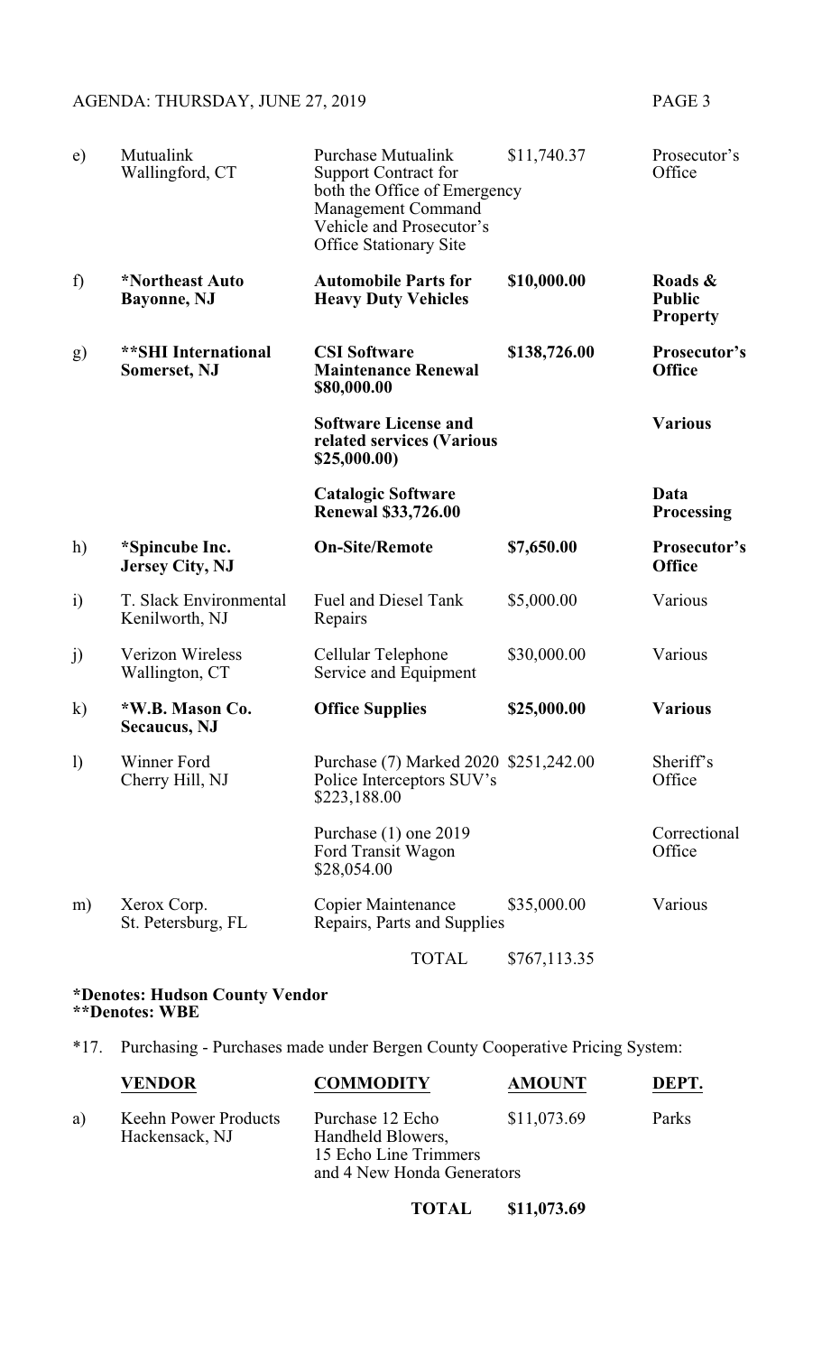| | | | | |
|---|---|---|---|---|
| e) | Mutualink<br>Wallingford, CT | Purchase Mutualink Support Contract for both the Office of Emergency Management Command Vehicle and Prosecutor's Office Stationary Site | $11,740.37 | Prosecutor's Office |
| f) | **\*Northeast Auto<br>Bayonne, NJ** | **Automobile Parts for Heavy Duty Vehicles** | **$10,000.00** | **Roads & Public Property** |
| g) | **\*\*SHI International<br>Somerset, NJ** | **CSI Software Maintenance Renewal $80,000.00** | **$138,726.00** | **Prosecutor's Office** |
| | | **Software License and related services (Various $25,000.00)** | | **Various** |
| | | **Catalogic Software Renewal $33,726.00** | | **Data Processing** |
| h) | **\*Spincube Inc.<br>Jersey City, NJ** | **On-Site/Remote** | **$7,650.00** | **Prosecutor's Office** |
| i) | T. Slack Environmental<br>Kenilworth, NJ | Fuel and Diesel Tank Repairs | $5,000.00 | Various |
| j) | Verizon Wireless<br>Wallington, CT | Cellular Telephone Service and Equipment | $30,000.00 | Various |
| k) | **\*W.B. Mason Co.<br>Secaucus, NJ** | **Office Supplies** | **$25,000.00** | **Various** |
| l) | Winner Ford<br>Cherry Hill, NJ | Purchase (7) Marked 2020 Police Interceptors SUV's $223,188.00 | $251,242.00 | Sheriff's Office |
| | | Purchase (1) one 2019 Ford Transit Wagon $28,054.00 | | Correctional Office |
| m) | Xerox Corp.<br>St. Petersburg, FL | Copier Maintenance Repairs, Parts and Supplies | $35,000.00 | Various |
| | | TOTAL | $767,113.35 | |

**\*Denotes: Hudson County Vendor**
**\*\*Denotes: WBE**

*17. Purchasing - Purchases made under Bergen County Cooperative Pricing System:

| | **VENDOR** | **COMMODITY** | **AMOUNT** | **DEPT.** |
|---|---|---|---|---|
| a) | Keehn Power Products<br>Hackensack, NJ | Purchase 12 Echo Handheld Blowers, 15 Echo Line Trimmers and 4 New Honda Generators | $11,073.69 | Parks |
| | | **TOTAL** | **$11,073.69** | |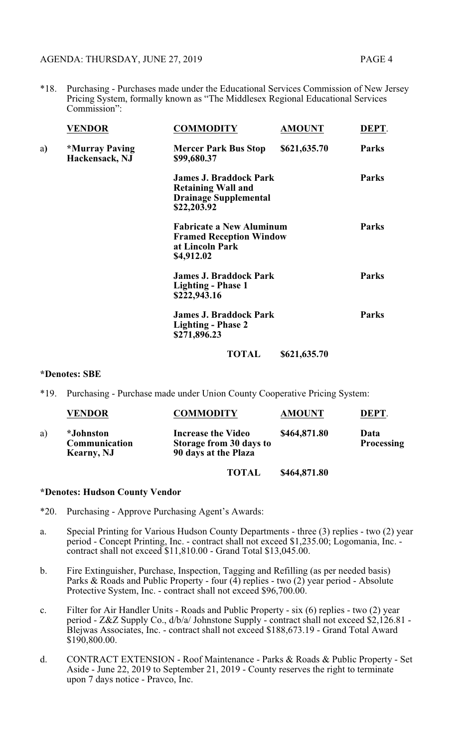*18. Purchasing - Purchases made under the Educational Services Commission of New Jersey Pricing System, formally known as "The Middlesex Regional Educational Services Commission":

| | VENDOR | COMMODITY | AMOUNT | DEPT. |
|---|---|---|---|---|
| a) | **\*Murray Paving Hackensack, NJ** | **Mercer Park Bus Stop $99,680.37** | **$621,635.70** | **Parks** |
| | | **James J. Braddock Park Retaining Wall and Drainage Supplemental $22,203.92** | | **Parks** |
| | | **Fabricate a New Aluminum Framed Reception Window at Lincoln Park $4,912.02** | | **Parks** |
| | | **James J. Braddock Park Lighting - Phase 1 $222,943.16** | | **Parks** |
| | | **James J. Braddock Park Lighting - Phase 2 $271,896.23** | | **Parks** |
| | | **TOTAL** | **$621,635.70** | |

**\*Denotes: SBE**

*19. Purchasing - Purchase made under Union County Cooperative Pricing System:

| | VENDOR | COMMODITY | AMOUNT | DEPT. |
|---|---|---|---|---|
| a) | *Johnston Communication Kearny, NJ | Increase the Video Storage from 30 days to 90 days at the Plaza | $464,871.80 | Data Processing |
| | | **TOTAL** | **$464,871.80** | |

**\*Denotes: Hudson County Vendor**

*20. Purchasing - Approve Purchasing Agent's Awards:

a. Special Printing for Various Hudson County Departments - three (3) replies - two (2) year period - Concept Printing, Inc. - contract shall not exceed $1,235.00; Logomania, Inc. - contract shall not exceed $11,810.00 - Grand Total $13,045.00.

b. Fire Extinguisher, Purchase, Inspection, Tagging and Refilling (as per needed basis) Parks & Roads and Public Property - four (4) replies - two (2) year period - Absolute Protective System, Inc. - contract shall not exceed $96,700.00.

c. Filter for Air Handler Units - Roads and Public Property - six (6) replies - two (2) year period - Z&Z Supply Co., d/b/a/ Johnstone Supply - contract shall not exceed $2,126.81 - Blejwas Associates, Inc. - contract shall not exceed $188,673.19 - Grand Total Award $190,800.00.

d. CONTRACT EXTENSION - Roof Maintenance - Parks & Roads & Public Property - Set Aside - June 22, 2019 to September 21, 2019 - County reserves the right to terminate upon 7 days notice - Pravco, Inc.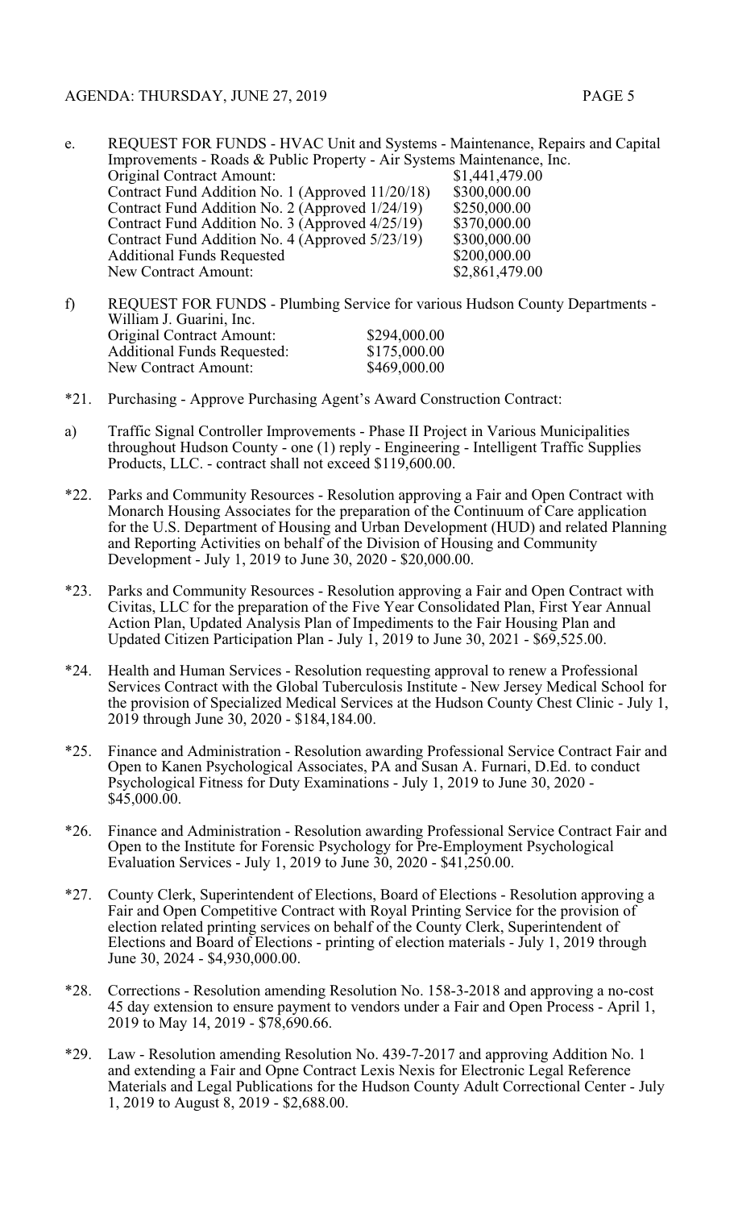e. REQUEST FOR FUNDS - HVAC Unit and Systems - Maintenance, Repairs and Capital Improvements - Roads & Public Property - Air Systems Maintenance, Inc.

| | |
|---|---|
| Original Contract Amount: | $1,441,479.00 |
| Contract Fund Addition No. 1 (Approved 11/20/18) | $300,000.00 |
| Contract Fund Addition No. 2 (Approved 1/24/19) | $250,000.00 |
| Contract Fund Addition No. 3 (Approved 4/25/19) | $370,000.00 |
| Contract Fund Addition No. 4 (Approved 5/23/19) | $300,000.00 |
| Additional Funds Requested | $200,000.00 |
| New Contract Amount: | $2,861,479.00 |

f) REQUEST FOR FUNDS - Plumbing Service for various Hudson County Departments - William J. Guarini, Inc.

| | |
|---|---|
| Original Contract Amount: | $294,000.00 |
| Additional Funds Requested: | $175,000.00 |
| New Contract Amount: | $469,000.00 |

*21. Purchasing - Approve Purchasing Agent's Award Construction Contract:

a) Traffic Signal Controller Improvements - Phase II Project in Various Municipalities throughout Hudson County - one (1) reply - Engineering - Intelligent Traffic Supplies Products, LLC. - contract shall not exceed $119,600.00.

*22. Parks and Community Resources - Resolution approving a Fair and Open Contract with Monarch Housing Associates for the preparation of the Continuum of Care application for the U.S. Department of Housing and Urban Development (HUD) and related Planning and Reporting Activities on behalf of the Division of Housing and Community Development - July 1, 2019 to June 30, 2020 - $20,000.00.

*23. Parks and Community Resources - Resolution approving a Fair and Open Contract with Civitas, LLC for the preparation of the Five Year Consolidated Plan, First Year Annual Action Plan, Updated Analysis Plan of Impediments to the Fair Housing Plan and Updated Citizen Participation Plan - July 1, 2019 to June 30, 2021 - $69,525.00.

*24. Health and Human Services - Resolution requesting approval to renew a Professional Services Contract with the Global Tuberculosis Institute - New Jersey Medical School for the provision of Specialized Medical Services at the Hudson County Chest Clinic - July 1, 2019 through June 30, 2020 - $184,184.00.

*25. Finance and Administration - Resolution awarding Professional Service Contract Fair and Open to Kanen Psychological Associates, PA and Susan A. Furnari, D.Ed. to conduct Psychological Fitness for Duty Examinations - July 1, 2019 to June 30, 2020 - $45,000.00.

*26. Finance and Administration - Resolution awarding Professional Service Contract Fair and Open to the Institute for Forensic Psychology for Pre-Employment Psychological Evaluation Services - July 1, 2019 to June 30, 2020 - $41,250.00.

*27. County Clerk, Superintendent of Elections, Board of Elections - Resolution approving a Fair and Open Competitive Contract with Royal Printing Service for the provision of election related printing services on behalf of the County Clerk, Superintendent of Elections and Board of Elections - printing of election materials - July 1, 2019 through June 30, 2024 - $4,930,000.00.

*28. Corrections - Resolution amending Resolution No. 158-3-2018 and approving a no-cost 45 day extension to ensure payment to vendors under a Fair and Open Process - April 1, 2019 to May 14, 2019 - $78,690.66.

*29. Law - Resolution amending Resolution No. 439-7-2017 and approving Addition No. 1 and extending a Fair and Opne Contract Lexis Nexis for Electronic Legal Reference Materials and Legal Publications for the Hudson County Adult Correctional Center - July 1, 2019 to August 8, 2019 - $2,688.00.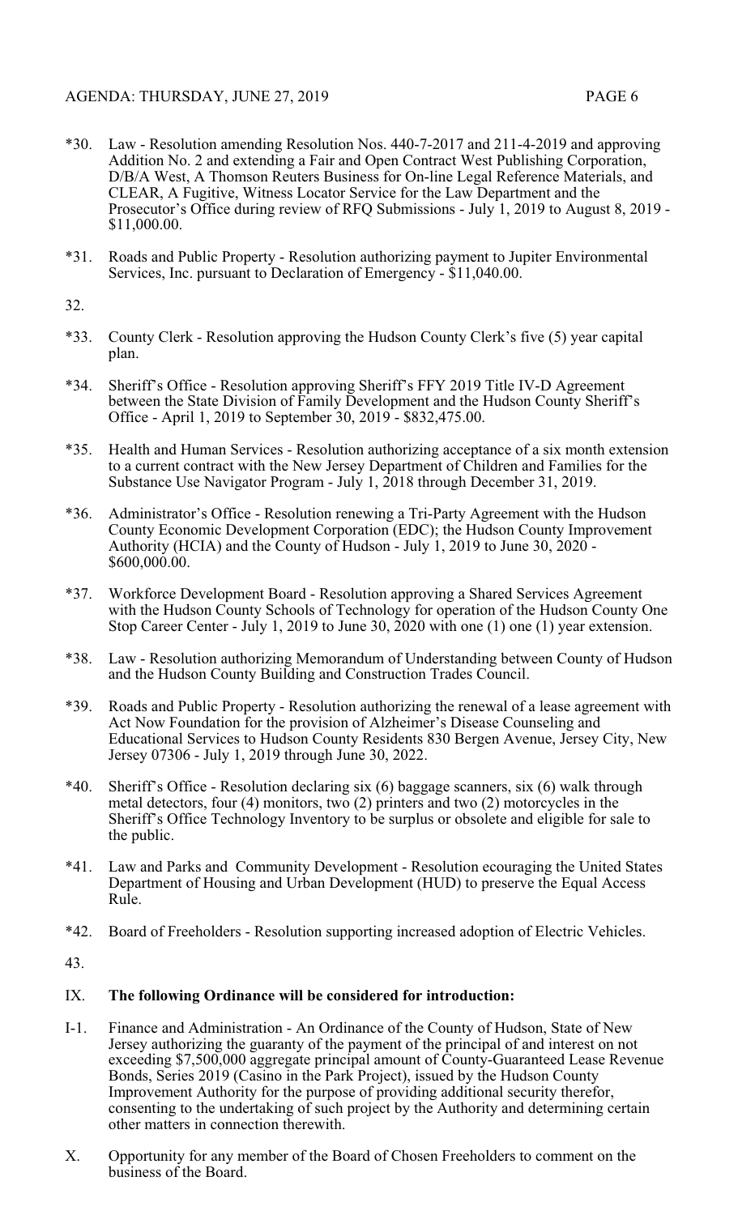*30. Law - Resolution amending Resolution Nos. 440-7-2017 and 211-4-2019 and approving Addition No. 2 and extending a Fair and Open Contract West Publishing Corporation, D/B/A West, A Thomson Reuters Business for On-line Legal Reference Materials, and CLEAR, A Fugitive, Witness Locator Service for the Law Department and the Prosecutor's Office during review of RFQ Submissions - July 1, 2019 to August 8, 2019 - $11,000.00.

*31. Roads and Public Property - Resolution authorizing payment to Jupiter Environmental Services, Inc. pursuant to Declaration of Emergency - $11,040.00.

32.

*33. County Clerk - Resolution approving the Hudson County Clerk's five (5) year capital plan.

*34. Sheriff's Office - Resolution approving Sheriff's FFY 2019 Title IV-D Agreement between the State Division of Family Development and the Hudson County Sheriff's Office - April 1, 2019 to September 30, 2019 - $832,475.00.

*35. Health and Human Services - Resolution authorizing acceptance of a six month extension to a current contract with the New Jersey Department of Children and Families for the Substance Use Navigator Program - July 1, 2018 through December 31, 2019.

*36. Administrator's Office - Resolution renewing a Tri-Party Agreement with the Hudson County Economic Development Corporation (EDC); the Hudson County Improvement Authority (HCIA) and the County of Hudson - July 1, 2019 to June 30, 2020 - $600,000.00.

*37. Workforce Development Board - Resolution approving a Shared Services Agreement with the Hudson County Schools of Technology for operation of the Hudson County One Stop Career Center - July 1, 2019 to June 30, 2020 with one (1) one (1) year extension.

*38. Law - Resolution authorizing Memorandum of Understanding between County of Hudson and the Hudson County Building and Construction Trades Council.

*39. Roads and Public Property - Resolution authorizing the renewal of a lease agreement with Act Now Foundation for the provision of Alzheimer's Disease Counseling and Educational Services to Hudson County Residents 830 Bergen Avenue, Jersey City, New Jersey 07306 - July 1, 2019 through June 30, 2022.

*40. Sheriff's Office - Resolution declaring six (6) baggage scanners, six (6) walk through metal detectors, four (4) monitors, two (2) printers and two (2) motorcycles in the Sheriff's Office Technology Inventory to be surplus or obsolete and eligible for sale to the public.

*41. Law and Parks and Community Development - Resolution ecouraging the United States Department of Housing and Urban Development (HUD) to preserve the Equal Access Rule.

*42. Board of Freeholders - Resolution supporting increased adoption of Electric Vehicles.

43.

## IX. **The following Ordinance will be considered for introduction:**

I-1. Finance and Administration - An Ordinance of the County of Hudson, State of New Jersey authorizing the guaranty of the payment of the principal of and interest on not exceeding $7,500,000 aggregate principal amount of County-Guaranteed Lease Revenue Bonds, Series 2019 (Casino in the Park Project), issued by the Hudson County Improvement Authority for the purpose of providing additional security therefor, consenting to the undertaking of such project by the Authority and determining certain other matters in connection therewith.

## X. Opportunity for any member of the Board of Chosen Freeholders to comment on the business of the Board.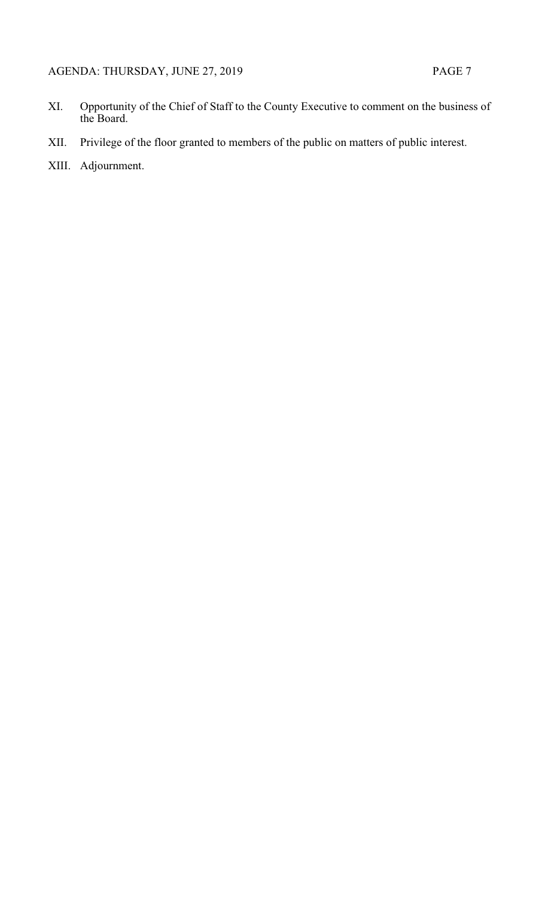XI. Opportunity of the Chief of Staff to the County Executive to comment on the business of the Board.

XII. Privilege of the floor granted to members of the public on matters of public interest.

XIII. Adjournment.